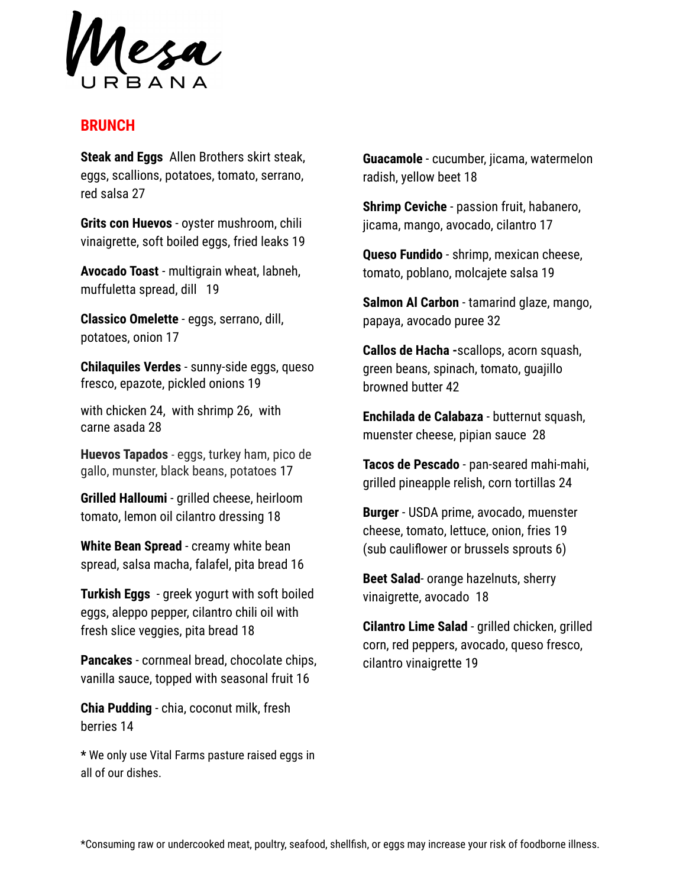# Mesa URBANA

## BRUNCH

**Steak and Eggs** Allen Brothers skirt steak, eggs, scallions, potatoes, tomato, serrano, red salsa 27

**Grits con Huevos** - oyster mushroom, chili vinaigrette, soft boiled eggs, fried leaks 19

**Avocado Toast** - multigrain wheat, labneh, muffuletta spread, dill 19

**Classico Omelette** - eggs, serrano, dill, potatoes, onion 17

**Chilaquiles Verdes** - sunny-side eggs, queso fresco, epazote, pickled onions 19

with chicken 24, with shrimp 26, with carne asada 28

**Huevos Tapados** - eggs, turkey ham, pico de gallo, munster, black beans, potatoes 17

**Grilled Halloumi** - grilled cheese, heirloom tomato, lemon oil cilantro dressing 18

**White Bean Spread** - creamy white bean spread, salsa macha, falafel, pita bread 16

**Turkish Eggs** - greek yogurt with soft boiled eggs, aleppo pepper, cilantro chili oil with fresh slice veggies, pita bread 18

**Pancakes** - cornmeal bread, chocolate chips, vanilla sauce, topped with seasonal fruit 16

**Chia Pudding** - chia, coconut milk, fresh berries 14

* We only use Vital Farms pasture raised eggs in all of our dishes.

**Guacamole** - cucumber, jicama, watermelon radish, yellow beet 18

**Shrimp Ceviche** - passion fruit, habanero, jicama, mango, avocado, cilantro 17

**Queso Fundido** - shrimp, mexican cheese, tomato, poblano, molcajete salsa 19

**Salmon Al Carbon** - tamarind glaze, mango, papaya, avocado puree 32

**Callos de Hacha -**scallops, acorn squash, green beans, spinach, tomato, guajillo browned butter 42

**Enchilada de Calabaza** - butternut squash, muenster cheese, pipian sauce 28

**Tacos de Pescado** - pan-seared mahi-mahi, grilled pineapple relish, corn tortillas 24

**Burger** - USDA prime, avocado, muenster cheese, tomato, lettuce, onion, fries 19 (sub cauliflower or brussels sprouts 6)

**Beet Salad**- orange hazelnuts, sherry vinaigrette, avocado 18

**Cilantro Lime Salad** - grilled chicken, grilled corn, red peppers, avocado, queso fresco, cilantro vinaigrette 19

*Consuming raw or undercooked meat, poultry, seafood, shellfish, or eggs may increase your risk of foodborne illness.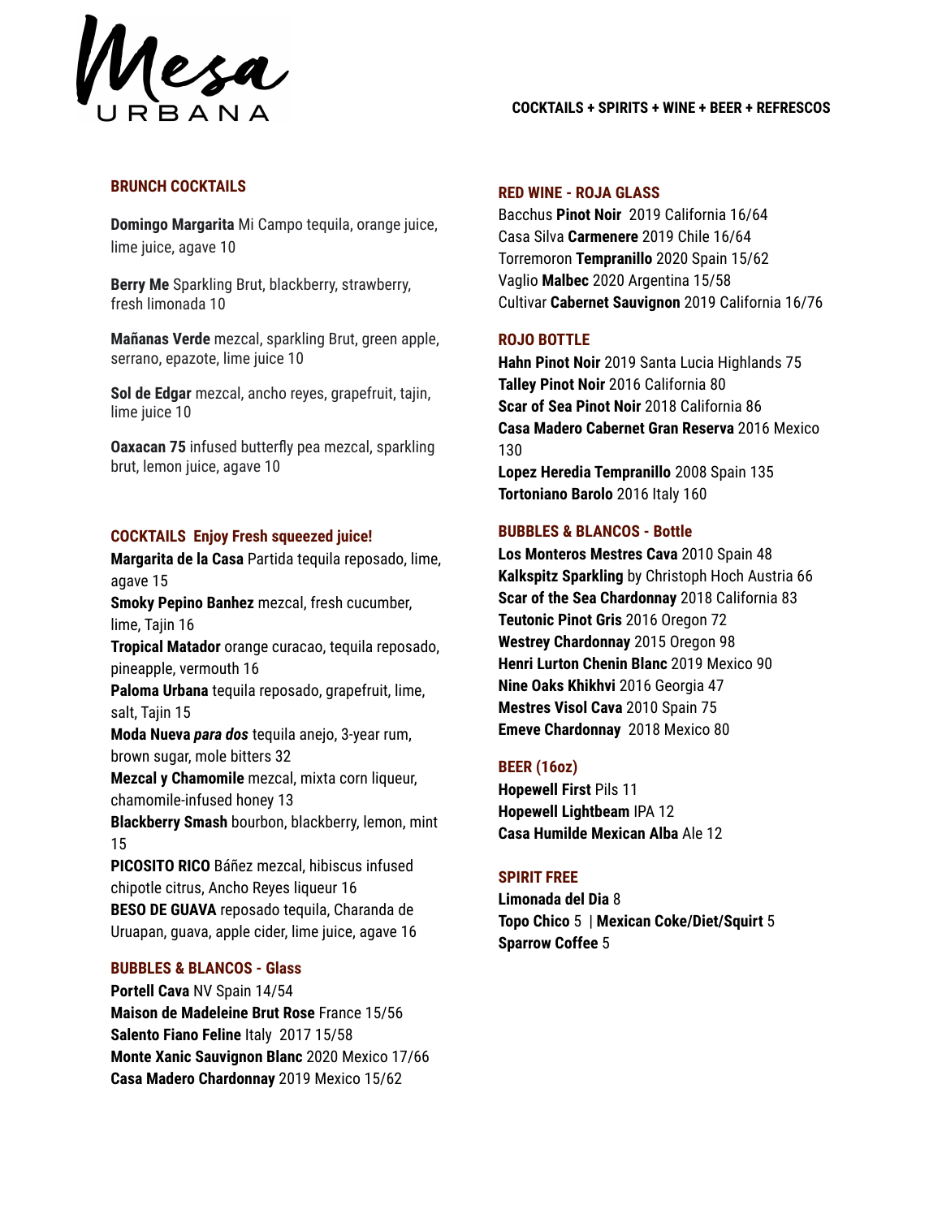# Mesa URBANA

**COCKTAILS + SPIRITS + WINE + BEER + REFRESCOS**

## BRUNCH COCKTAILS

**Domingo Margarita** Mi Campo tequila, orange juice, lime juice, agave 10

**Berry Me** Sparkling Brut, blackberry, strawberry, fresh limonada 10

**Mañanas Verde** mezcal, sparkling Brut, green apple, serrano, epazote, lime juice 10

**Sol de Edgar** mezcal, ancho reyes, grapefruit, tajin, lime juice 10

**Oaxacan 75** infused butterfly pea mezcal, sparkling brut, lemon juice, agave 10

## COCKTAILS Enjoy Fresh squeezed juice!

**Margarita de la Casa** Partida tequila reposado, lime, agave 15
**Smoky Pepino Banhez** mezcal, fresh cucumber, lime, Tajin 16
**Tropical Matador** orange curacao, tequila reposado, pineapple, vermouth 16
**Paloma Urbana** tequila reposado, grapefruit, lime, salt, Tajin 15
**Moda Nueva** ***para dos*** tequila anejo, 3-year rum, brown sugar, mole bitters 32
**Mezcal y Chamomile** mezcal, mixta corn liqueur, chamomile-infused honey 13
**Blackberry Smash** bourbon, blackberry, lemon, mint 15
**PICOSITO RICO** Báñez mezcal, hibiscus infused chipotle citrus, Ancho Reyes liqueur 16
**BESO DE GUAVA** reposado tequila, Charanda de Uruapan, guava, apple cider, lime juice, agave 16

## BUBBLES & BLANCOS - Glass

**Portell Cava** NV Spain 14/54
**Maison de Madeleine Brut Rose** France 15/56
**Salento Fiano Feline** Italy 2017 15/58
**Monte Xanic Sauvignon Blanc** 2020 Mexico 17/66
**Casa Madero Chardonnay** 2019 Mexico 15/62

## RED WINE - ROJA GLASS

Bacchus **Pinot Noir** 2019 California 16/64
Casa Silva **Carmenere** 2019 Chile 16/64
Torremoron **Tempranillo** 2020 Spain 15/62
Vaglio **Malbec** 2020 Argentina 15/58
Cultivar **Cabernet Sauvignon** 2019 California 16/76

## ROJO BOTTLE

**Hahn Pinot Noir** 2019 Santa Lucia Highlands 75
**Talley Pinot Noir** 2016 California 80
**Scar of Sea Pinot Noir** 2018 California 86
**Casa Madero Cabernet Gran Reserva** 2016 Mexico 130
**Lopez Heredia Tempranillo** 2008 Spain 135
**Tortoniano Barolo** 2016 Italy 160

## BUBBLES & BLANCOS - Bottle

**Los Monteros Mestres Cava** 2010 Spain 48
**Kalkspitz Sparkling** by Christoph Hoch Austria 66
**Scar of the Sea Chardonnay** 2018 California 83
**Teutonic Pinot Gris** 2016 Oregon 72
**Westrey Chardonnay** 2015 Oregon 98
**Henri Lurton Chenin Blanc** 2019 Mexico 90
**Nine Oaks Khikhvi** 2016 Georgia 47
**Mestres Visol Cava** 2010 Spain 75
**Emeve Chardonnay** 2018 Mexico 80

## BEER (16oz)

**Hopewell First** Pils 11
**Hopewell Lightbeam** IPA 12
**Casa Humilde Mexican Alba** Ale 12

## SPIRIT FREE

**Limonada del Dia** 8
**Topo Chico** 5 | **Mexican Coke/Diet/Squirt** 5
**Sparrow Coffee** 5